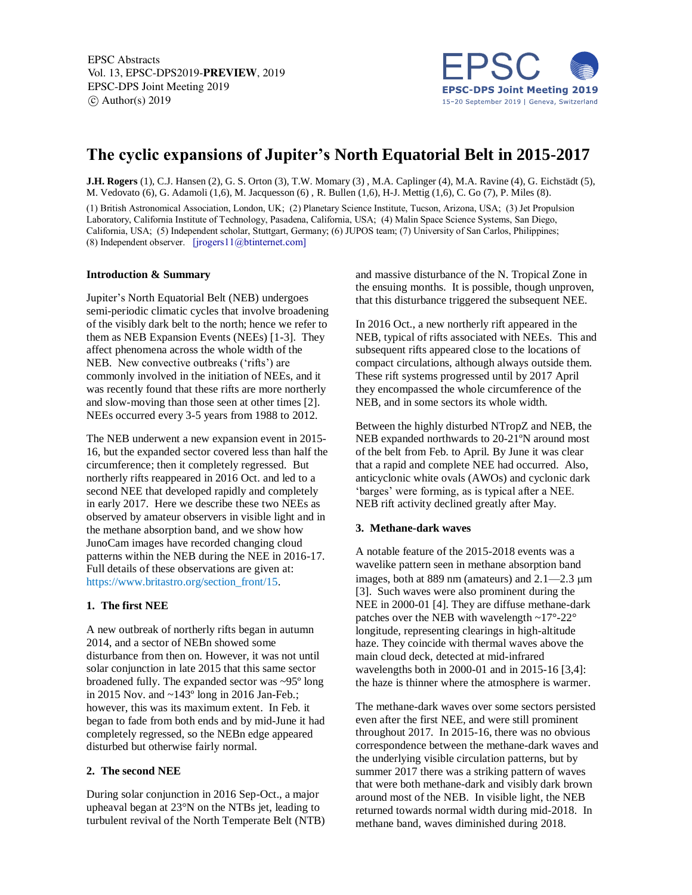EPSC Abstracts
Vol. 13, EPSC-DPS2019-**PREVIEW**, 2019
EPSC-DPS Joint Meeting 2019
© Author(s) 2019

# The cyclic expansions of Jupiter's North Equatorial Belt in 2015-2017

**J.H. Rogers** (1), C.J. Hansen (2), G. S. Orton (3), T.W. Momary (3) , M.A. Caplinger (4), M.A. Ravine (4), G. Eichstädt (5), M. Vedovato (6), G. Adamoli (1,6), M. Jacquesson (6) , R. Bullen (1,6), H-J. Mettig (1,6), C. Go (7), P. Miles (8).

(1) British Astronomical Association, London, UK; (2) Planetary Science Institute, Tucson, Arizona, USA; (3) Jet Propulsion Laboratory, California Institute of Technology, Pasadena, California, USA; (4) Malin Space Science Systems, San Diego, California, USA; (5) Independent scholar, Stuttgart, Germany; (6) JUPOS team; (7) University of San Carlos, Philippines; (8) Independent observer. [jrogers11@btinternet.com]

**Introduction & Summary**

Jupiter's North Equatorial Belt (NEB) undergoes semi-periodic climatic cycles that involve broadening of the visibly dark belt to the north; hence we refer to them as NEB Expansion Events (NEEs) [1-3]. They affect phenomena across the whole width of the NEB. New convective outbreaks ('rifts') are commonly involved in the initiation of NEEs, and it was recently found that these rifts are more northerly and slow-moving than those seen at other times [2]. NEEs occurred every 3-5 years from 1988 to 2012.

The NEB underwent a new expansion event in 2015-16, but the expanded sector covered less than half the circumference; then it completely regressed. But northerly rifts reappeared in 2016 Oct. and led to a second NEE that developed rapidly and completely in early 2017. Here we describe these two NEEs as observed by amateur observers in visible light and in the methane absorption band, and we show how JunoCam images have recorded changing cloud patterns within the NEB during the NEE in 2016-17. Full details of these observations are given at: https://www.britastro.org/section_front/15.

## 1. The first NEE

A new outbreak of northerly rifts began in autumn 2014, and a sector of NEBn showed some disturbance from then on. However, it was not until solar conjunction in late 2015 that this same sector broadened fully. The expanded sector was ~95º long in 2015 Nov. and ~143º long in 2016 Jan-Feb.; however, this was its maximum extent. In Feb. it began to fade from both ends and by mid-June it had completely regressed, so the NEBn edge appeared disturbed but otherwise fairly normal.

## 2. The second NEE

During solar conjunction in 2016 Sep-Oct., a major upheaval began at 23°N on the NTBs jet, leading to turbulent revival of the North Temperate Belt (NTB) and massive disturbance of the N. Tropical Zone in the ensuing months. It is possible, though unproven, that this disturbance triggered the subsequent NEE.

In 2016 Oct., a new northerly rift appeared in the NEB, typical of rifts associated with NEEs. This and subsequent rifts appeared close to the locations of compact circulations, although always outside them. These rift systems progressed until by 2017 April they encompassed the whole circumference of the NEB, and in some sectors its whole width.

Between the highly disturbed NTropZ and NEB, the NEB expanded northwards to 20-21ºN around most of the belt from Feb. to April. By June it was clear that a rapid and complete NEE had occurred. Also, anticyclonic white ovals (AWOs) and cyclonic dark 'barges' were forming, as is typical after a NEE. NEB rift activity declined greatly after May.

## 3. Methane-dark waves

A notable feature of the 2015-2018 events was a wavelike pattern seen in methane absorption band images, both at 889 nm (amateurs) and 2.1—2.3 μm [3]. Such waves were also prominent during the NEE in 2000-01 [4]. They are diffuse methane-dark patches over the NEB with wavelength ~17°-22° longitude, representing clearings in high-altitude haze. They coincide with thermal waves above the main cloud deck, detected at mid-infrared wavelengths both in 2000-01 and in 2015-16 [3,4]: the haze is thinner where the atmosphere is warmer.

The methane-dark waves over some sectors persisted even after the first NEE, and were still prominent throughout 2017. In 2015-16, there was no obvious correspondence between the methane-dark waves and the underlying visible circulation patterns, but by summer 2017 there was a striking pattern of waves that were both methane-dark and visibly dark brown around most of the NEB. In visible light, the NEB returned towards normal width during mid-2018. In methane band, waves diminished during 2018.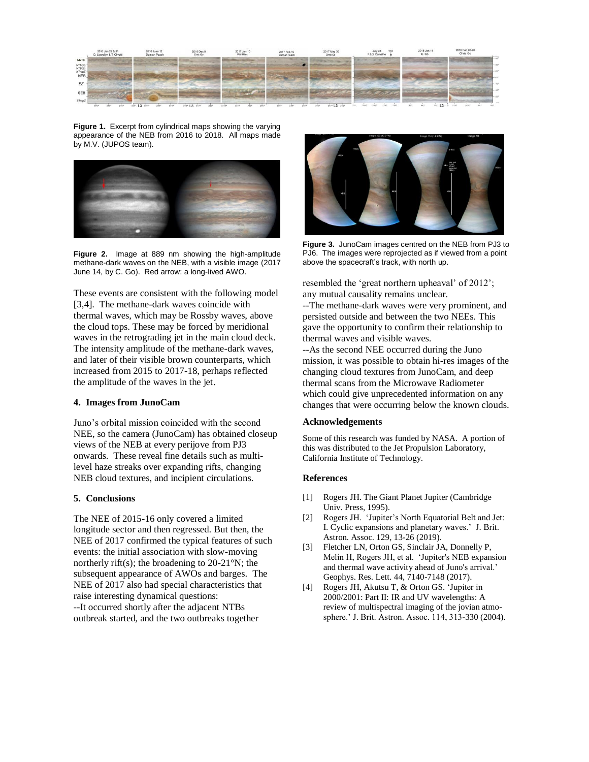Figure 1. Excerpt from cylindrical maps showing the varying appearance of the NEB from 2016 to 2018. All maps made by M.V. (JUPOS team).

Figure 2. Image at 889 nm showing the high-amplitude methane-dark waves on the NEB, with a visible image (2017 June 14, by C. Go). Red arrow: a long-lived AWO.

These events are consistent with the following model [3,4]. The methane-dark waves coincide with thermal waves, which may be Rossby waves, above the cloud tops. These may be forced by meridional waves in the retrograding jet in the main cloud deck. The intensity amplitude of the methane-dark waves, and later of their visible brown counterparts, which increased from 2015 to 2017-18, perhaps reflected the amplitude of the waves in the jet.

## 4. Images from JunoCam

Juno's orbital mission coincided with the second NEE, so the camera (JunoCam) has obtained closeup views of the NEB at every perijove from PJ3 onwards. These reveal fine details such as multi-level haze streaks over expanding rifts, changing NEB cloud textures, and incipient circulations.

## 5. Conclusions

The NEE of 2015-16 only covered a limited longitude sector and then regressed. But then, the NEE of 2017 confirmed the typical features of such events: the initial association with slow-moving northerly rift(s); the broadening to 20-21°N; the subsequent appearance of AWOs and barges. The NEE of 2017 also had special characteristics that raise interesting dynamical questions:

--It occurred shortly after the adjacent NTBs outbreak started, and the two outbreaks together resembled the 'great northern upheaval' of 2012'; any mutual causality remains unclear.

--The methane-dark waves were very prominent, and persisted outside and between the two NEEs. This gave the opportunity to confirm their relationship to thermal waves and visible waves.

--As the second NEE occurred during the Juno mission, it was possible to obtain hi-res images of the changing cloud textures from JunoCam, and deep thermal scans from the Microwave Radiometer which could give unprecedented information on any changes that were occurring below the known clouds.

Figure 3. JunoCam images centred on the NEB from PJ3 to PJ6. The images were reprojected as if viewed from a point above the spacecraft's track, with north up.

## Acknowledgements

Some of this research was funded by NASA. A portion of this was distributed to the Jet Propulsion Laboratory, California Institute of Technology.

## References

[1] Rogers JH. The Giant Planet Jupiter (Cambridge Univ. Press, 1995).

[2] Rogers JH. 'Jupiter's North Equatorial Belt and Jet: I. Cyclic expansions and planetary waves.' J. Brit. Astron. Assoc. 129, 13-26 (2019).

[3] Fletcher LN, Orton GS, Sinclair JA, Donnelly P, Melin H, Rogers JH, et al. 'Jupiter's NEB expansion and thermal wave activity ahead of Juno's arrival.' Geophys. Res. Lett. 44, 7140-7148 (2017).

[4] Rogers JH, Akutsu T, & Orton GS. 'Jupiter in 2000/2001: Part II: IR and UV wavelengths: A review of multispectral imaging of the jovian atmosphere.' J. Brit. Astron. Assoc. 114, 313-330 (2004).